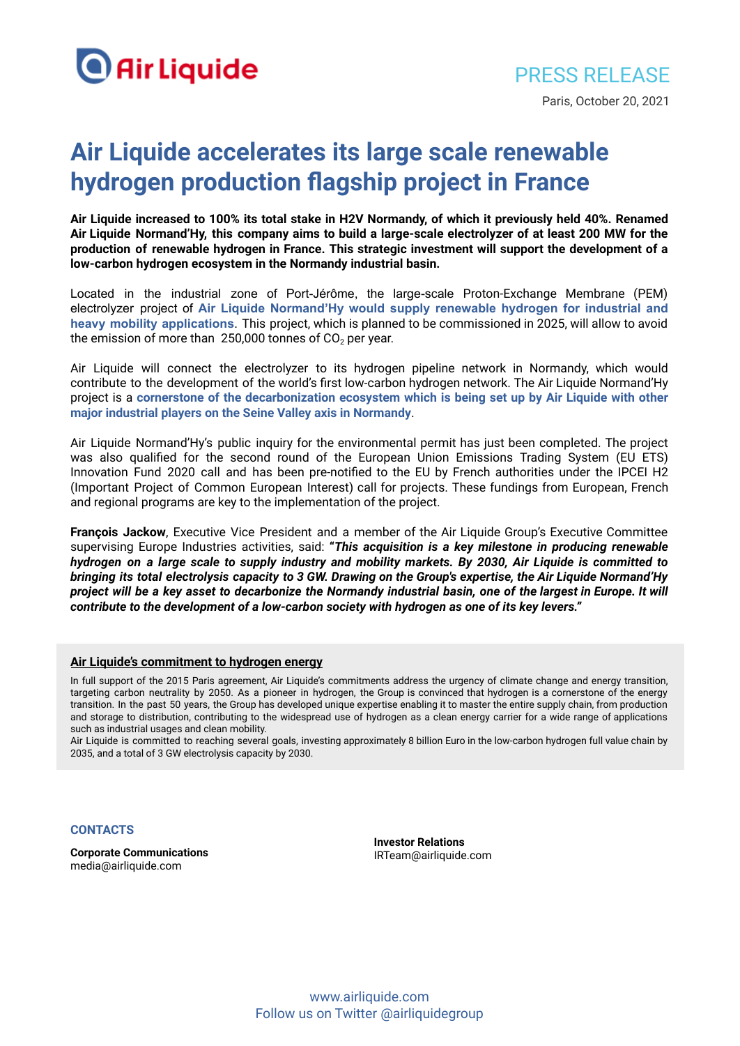Air Liquide

PRESS RELEASE

Paris, October 20, 2021

# Air Liquide accelerates its large scale renewable hydrogen production flagship project in France

**Air Liquide increased to 100% its total stake in H2V Normandy, of which it previously held 40%. Renamed Air Liquide Normand'Hy, this company aims to build a large-scale electrolyzer of at least 200 MW for the production of renewable hydrogen in France. This strategic investment will support the development of a low-carbon hydrogen ecosystem in the Normandy industrial basin.**

Located in the industrial zone of Port-Jérôme, the large-scale Proton-Exchange Membrane (PEM) electrolyzer project of **Air Liquide Normand'Hy would supply renewable hydrogen for industrial and heavy mobility applications**. This project, which is planned to be commissioned in 2025, will allow to avoid the emission of more than 250,000 tonnes of $CO_2$ per year.

Air Liquide will connect the electrolyzer to its hydrogen pipeline network in Normandy, which would contribute to the development of the world's first low-carbon hydrogen network. The Air Liquide Normand'Hy project is a **cornerstone of the decarbonization ecosystem which is being set up by Air Liquide with other major industrial players on the Seine Valley axis in Normandy**.

Air Liquide Normand'Hy's public inquiry for the environmental permit has just been completed. The project was also qualified for the second round of the European Union Emissions Trading System (EU ETS) Innovation Fund 2020 call and has been pre-notified to the EU by French authorities under the IPCEI H2 (Important Project of Common European Interest) call for projects. These fundings from European, French and regional programs are key to the implementation of the project.

**François Jackow**, Executive Vice President and a member of the Air Liquide Group's Executive Committee supervising Europe Industries activities, said: ***"This acquisition is a key milestone in producing renewable hydrogen on a large scale to supply industry and mobility markets. By 2030, Air Liquide is committed to bringing its total electrolysis capacity to 3 GW. Drawing on the Group's expertise, the Air Liquide Normand'Hy project will be a key asset to decarbonize the Normandy industrial basin, one of the largest in Europe. It will contribute to the development of a low-carbon society with hydrogen as one of its key levers."***

**Air Liquide's commitment to hydrogen energy**

In full support of the 2015 Paris agreement, Air Liquide's commitments address the urgency of climate change and energy transition, targeting carbon neutrality by 2050. As a pioneer in hydrogen, the Group is convinced that hydrogen is a cornerstone of the energy transition. In the past 50 years, the Group has developed unique expertise enabling it to master the entire supply chain, from production and storage to distribution, contributing to the widespread use of hydrogen as a clean energy carrier for a wide range of applications such as industrial usages and clean mobility.

Air Liquide is committed to reaching several goals, investing approximately 8 billion Euro in the low-carbon hydrogen full value chain by 2035, and a total of 3 GW electrolysis capacity by 2030.

**CONTACTS**

**Corporate Communications**
media@airliquide.com

**Investor Relations**
IRTeam@airliquide.com

www.airliquide.com
Follow us on Twitter @airliquidegroup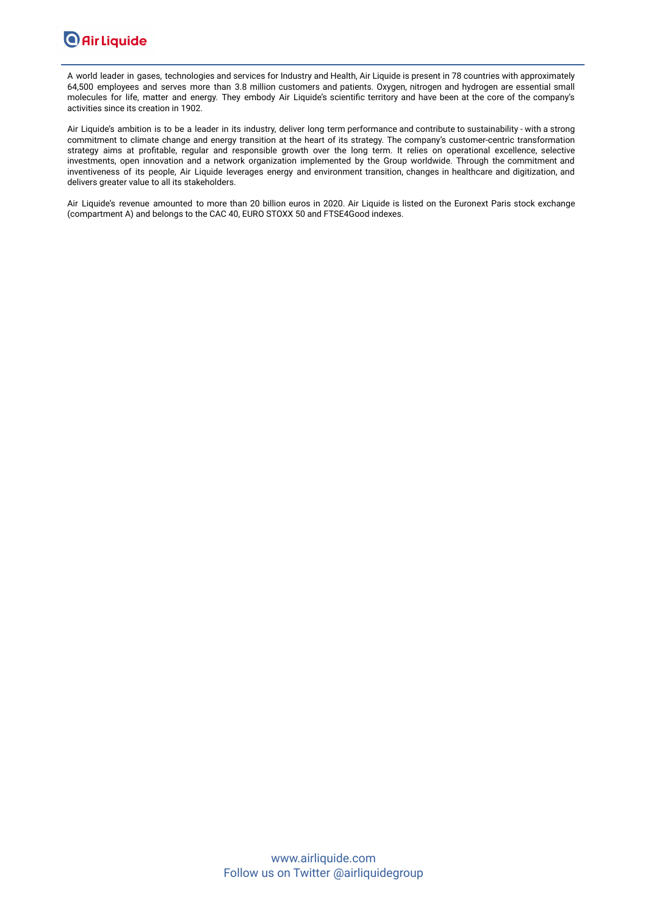A world leader in gases, technologies and services for Industry and Health, Air Liquide is present in 78 countries with approximately 64,500 employees and serves more than 3.8 million customers and patients. Oxygen, nitrogen and hydrogen are essential small molecules for life, matter and energy. They embody Air Liquide's scientific territory and have been at the core of the company's activities since its creation in 1902.

Air Liquide's ambition is to be a leader in its industry, deliver long term performance and contribute to sustainability - with a strong commitment to climate change and energy transition at the heart of its strategy. The company's customer-centric transformation strategy aims at profitable, regular and responsible growth over the long term. It relies on operational excellence, selective investments, open innovation and a network organization implemented by the Group worldwide. Through the commitment and inventiveness of its people, Air Liquide leverages energy and environment transition, changes in healthcare and digitization, and delivers greater value to all its stakeholders.

Air Liquide's revenue amounted to more than 20 billion euros in 2020. Air Liquide is listed on the Euronext Paris stock exchange (compartment A) and belongs to the CAC 40, EURO STOXX 50 and FTSE4Good indexes.

www.airliquide.com
Follow us on Twitter @airliquidegroup